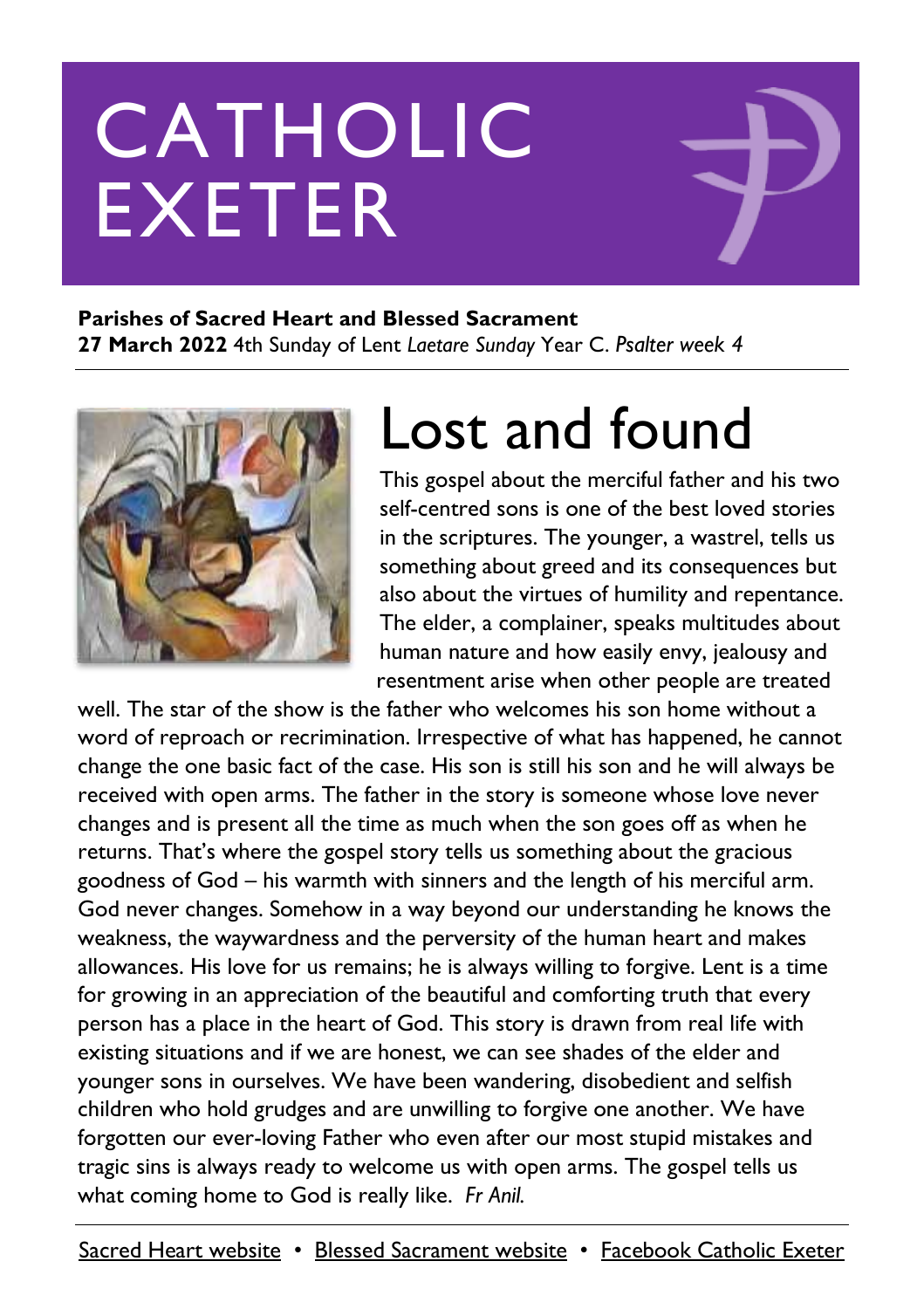# CATHOLIC EXETER

**Parishes of Sacred Heart and Blessed Sacrament**
**27 March 2022** 4th Sunday of Lent *Laetare Sunday* Year C. *Psalter week 4*

## Lost and found

This gospel about the merciful father and his two self-centred sons is one of the best loved stories in the scriptures. The younger, a wastrel, tells us something about greed and its consequences but also about the virtues of humility and repentance. The elder, a complainer, speaks multitudes about human nature and how easily envy, jealousy and resentment arise when other people are treated well. The star of the show is the father who welcomes his son home without a word of reproach or recrimination. Irrespective of what has happened, he cannot change the one basic fact of the case. His son is still his son and he will always be received with open arms. The father in the story is someone whose love never changes and is present all the time as much when the son goes off as when he returns. That's where the gospel story tells us something about the gracious goodness of God – his warmth with sinners and the length of his merciful arm. God never changes. Somehow in a way beyond our understanding he knows the weakness, the waywardness and the perversity of the human heart and makes allowances. His love for us remains; he is always willing to forgive. Lent is a time for growing in an appreciation of the beautiful and comforting truth that every person has a place in the heart of God. This story is drawn from real life with existing situations and if we are honest, we can see shades of the elder and younger sons in ourselves. We have been wandering, disobedient and selfish children who hold grudges and are unwilling to forgive one another. We have forgotten our ever-loving Father who even after our most stupid mistakes and tragic sins is always ready to welcome us with open arms. The gospel tells us what coming home to God is really like. *Fr Anil.*

Sacred Heart website • Blessed Sacrament website • Facebook Catholic Exeter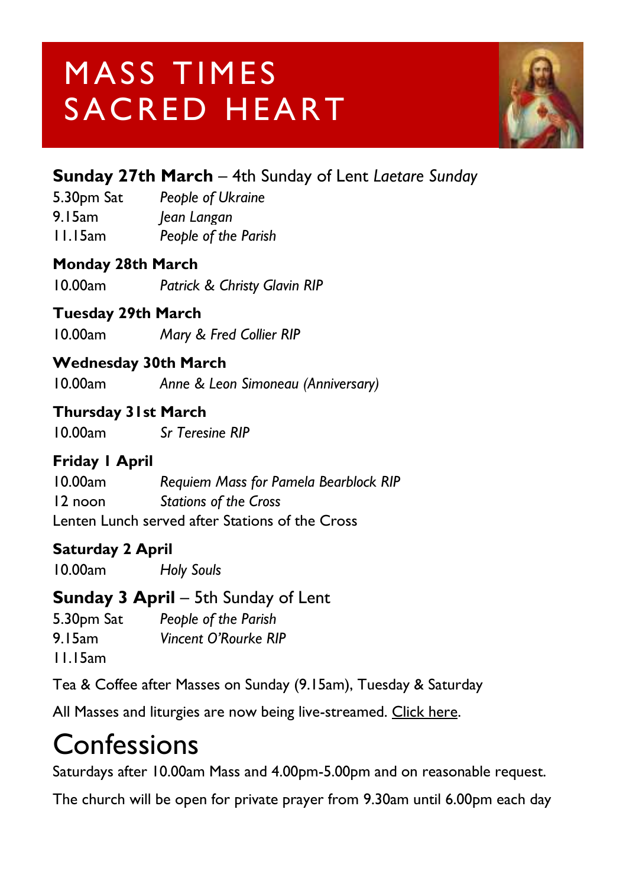# MASS TIMES SACRED HEART

**Sunday 27th March** – 4th Sunday of Lent *Laetare Sunday*

5.30pm Sat *People of Ukraine*
9.15am *Jean Langan*
11.15am *People of the Parish*

**Monday 28th March**

10.00am *Patrick & Christy Glavin RIP*

**Tuesday 29th March**

10.00am *Mary & Fred Collier RIP*

**Wednesday 30th March**

10.00am *Anne & Leon Simoneau (Anniversary)*

**Thursday 31st March**

10.00am *Sr Teresine RIP*

**Friday 1 April**

10.00am *Requiem Mass for Pamela Bearblock RIP*
12 noon *Stations of the Cross*
Lenten Lunch served after Stations of the Cross

**Saturday 2 April**

10.00am *Holy Souls*

**Sunday 3 April** – 5th Sunday of Lent

5.30pm Sat *People of the Parish*
9.15am *Vincent O'Rourke RIP*
11.15am

Tea & Coffee after Masses on Sunday (9.15am), Tuesday & Saturday

All Masses and liturgies are now being live-streamed. Click here.

# Confessions

Saturdays after 10.00am Mass and 4.00pm-5.00pm and on reasonable request.

The church will be open for private prayer from 9.30am until 6.00pm each day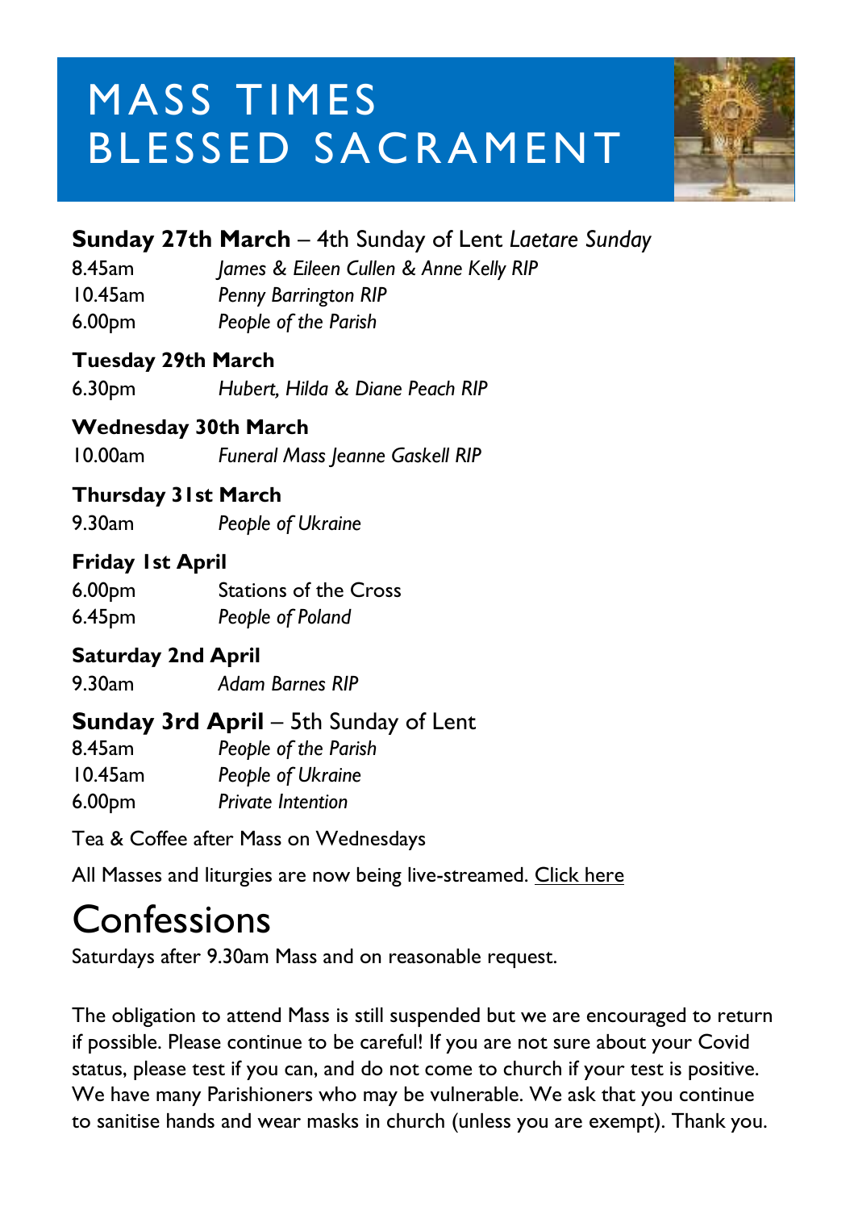# MASS TIMES BLESSED SACRAMENT

**Sunday 27th March** – 4th Sunday of Lent *Laetare Sunday*

8.45am *James & Eileen Cullen & Anne Kelly RIP*
10.45am *Penny Barrington RIP*
6.00pm *People of the Parish*

**Tuesday 29th March**

6.30pm *Hubert, Hilda & Diane Peach RIP*

**Wednesday 30th March**

10.00am *Funeral Mass Jeanne Gaskell RIP*

**Thursday 31st March**

9.30am *People of Ukraine*

**Friday 1st April**

6.00pm Stations of the Cross
6.45pm *People of Poland*

**Saturday 2nd April**

9.30am *Adam Barnes RIP*

**Sunday 3rd April** – 5th Sunday of Lent

8.45am *People of the Parish*
10.45am *People of Ukraine*
6.00pm *Private Intention*

Tea & Coffee after Mass on Wednesdays

All Masses and liturgies are now being live-streamed. Click here

# Confessions

Saturdays after 9.30am Mass and on reasonable request.

The obligation to attend Mass is still suspended but we are encouraged to return if possible. Please continue to be careful! If you are not sure about your Covid status, please test if you can, and do not come to church if your test is positive. We have many Parishioners who may be vulnerable. We ask that you continue to sanitise hands and wear masks in church (unless you are exempt). Thank you.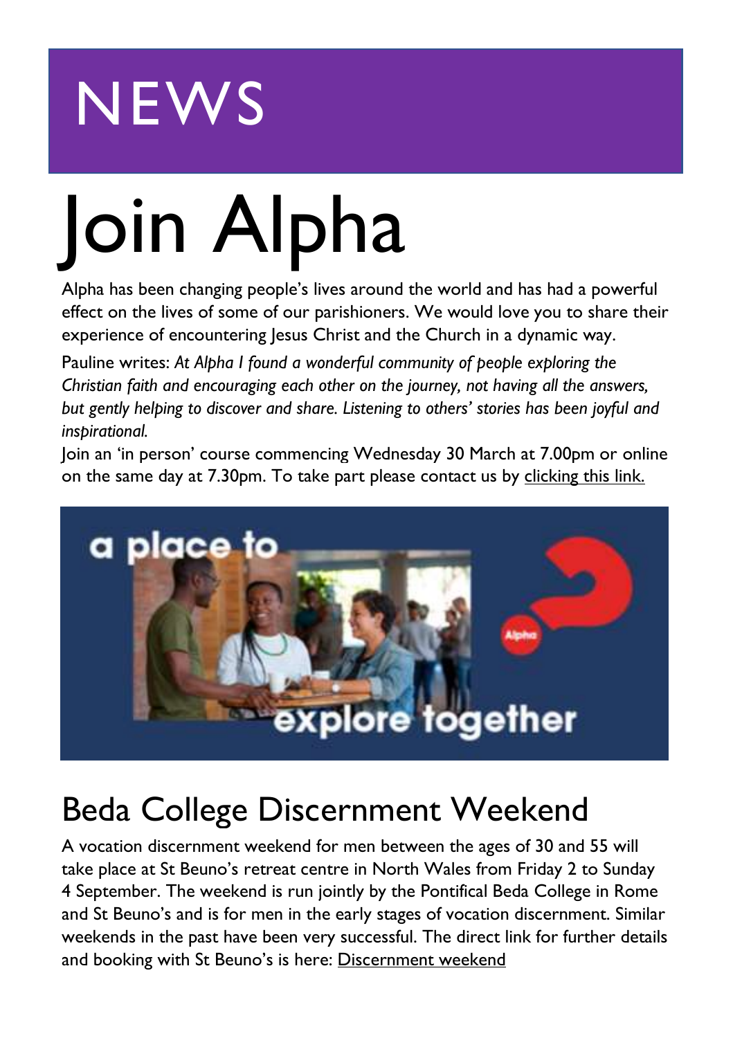# NEWS

# Join Alpha

Alpha has been changing people's lives around the world and has had a powerful effect on the lives of some of our parishioners. We would love you to share their experience of encountering Jesus Christ and the Church in a dynamic way.

Pauline writes: *At Alpha I found a wonderful community of people exploring the Christian faith and encouraging each other on the journey, not having all the answers, but gently helping to discover and share. Listening to others' stories has been joyful and inspirational.*

Join an 'in person' course commencing Wednesday 30 March at 7.00pm or online on the same day at 7.30pm. To take part please contact us by clicking this link.

## Beda College Discernment Weekend

A vocation discernment weekend for men between the ages of 30 and 55 will take place at St Beuno's retreat centre in North Wales from Friday 2 to Sunday 4 September. The weekend is run jointly by the Pontifical Beda College in Rome and St Beuno's and is for men in the early stages of vocation discernment. Similar weekends in the past have been very successful. The direct link for further details and booking with St Beuno's is here: Discernment weekend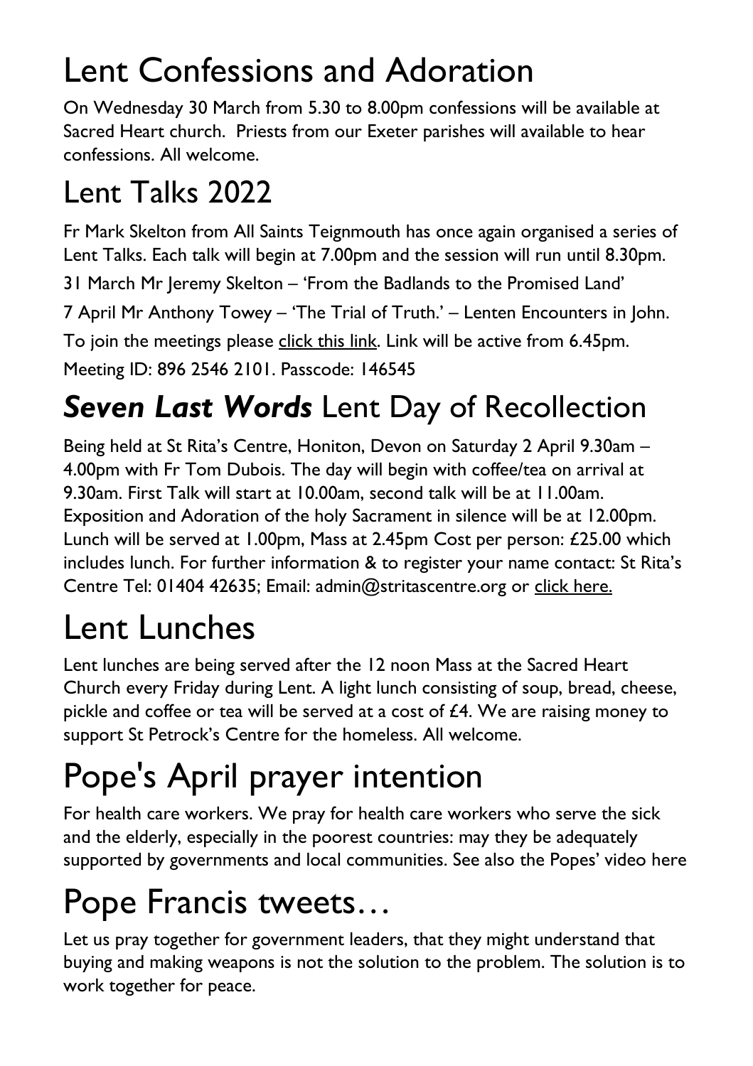# Lent Confessions and Adoration

On Wednesday 30 March from 5.30 to 8.00pm confessions will be available at Sacred Heart church. Priests from our Exeter parishes will available to hear confessions. All welcome.

# Lent Talks 2022

Fr Mark Skelton from All Saints Teignmouth has once again organised a series of Lent Talks. Each talk will begin at 7.00pm and the session will run until 8.30pm.

31 March Mr Jeremy Skelton – 'From the Badlands to the Promised Land'

7 April Mr Anthony Towey – 'The Trial of Truth.' – Lenten Encounters in John.

To join the meetings please click this link. Link will be active from 6.45pm.

Meeting ID: 896 2546 2101. Passcode: 146545

# ***Seven Last Words*** Lent Day of Recollection

Being held at St Rita's Centre, Honiton, Devon on Saturday 2 April 9.30am – 4.00pm with Fr Tom Dubois. The day will begin with coffee/tea on arrival at 9.30am. First Talk will start at 10.00am, second talk will be at 11.00am. Exposition and Adoration of the holy Sacrament in silence will be at 12.00pm. Lunch will be served at 1.00pm, Mass at 2.45pm Cost per person: £25.00 which includes lunch. For further information & to register your name contact: St Rita's Centre Tel: 01404 42635; Email: admin@stritascentre.org or click here.

# Lent Lunches

Lent lunches are being served after the 12 noon Mass at the Sacred Heart Church every Friday during Lent. A light lunch consisting of soup, bread, cheese, pickle and coffee or tea will be served at a cost of £4. We are raising money to support St Petrock's Centre for the homeless. All welcome.

# Pope's April prayer intention

For health care workers. We pray for health care workers who serve the sick and the elderly, especially in the poorest countries: may they be adequately supported by governments and local communities. See also the Popes' video here

# Pope Francis tweets…

Let us pray together for government leaders, that they might understand that buying and making weapons is not the solution to the problem. The solution is to work together for peace.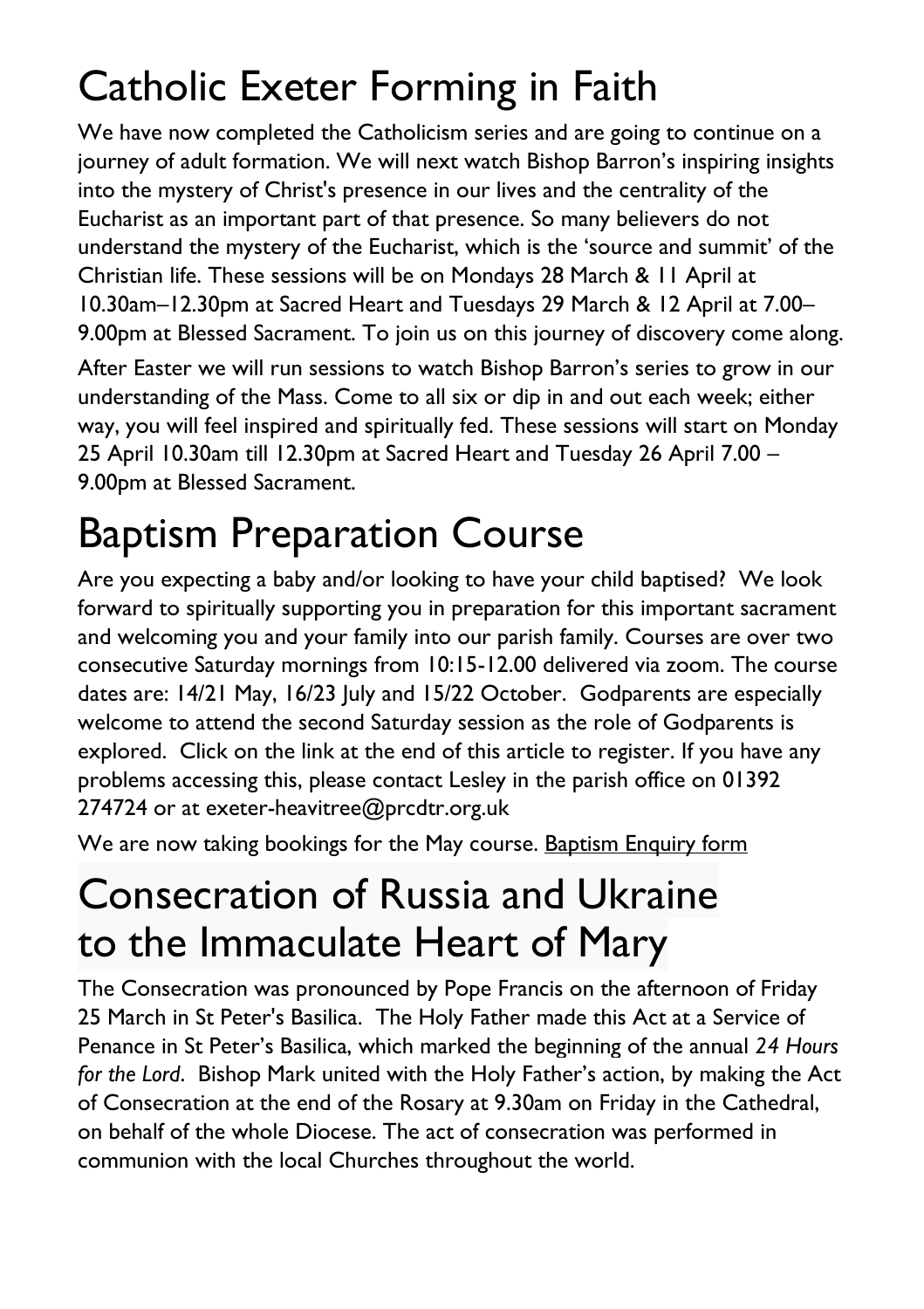# Catholic Exeter Forming in Faith

We have now completed the Catholicism series and are going to continue on a journey of adult formation. We will next watch Bishop Barron's inspiring insights into the mystery of Christ's presence in our lives and the centrality of the Eucharist as an important part of that presence. So many believers do not understand the mystery of the Eucharist, which is the 'source and summit' of the Christian life. These sessions will be on Mondays 28 March & 11 April at 10.30am–12.30pm at Sacred Heart and Tuesdays 29 March & 12 April at 7.00–9.00pm at Blessed Sacrament. To join us on this journey of discovery come along.

After Easter we will run sessions to watch Bishop Barron's series to grow in our understanding of the Mass. Come to all six or dip in and out each week; either way, you will feel inspired and spiritually fed. These sessions will start on Monday 25 April 10.30am till 12.30pm at Sacred Heart and Tuesday 26 April 7.00 – 9.00pm at Blessed Sacrament.

# Baptism Preparation Course

Are you expecting a baby and/or looking to have your child baptised? We look forward to spiritually supporting you in preparation for this important sacrament and welcoming you and your family into our parish family. Courses are over two consecutive Saturday mornings from 10:15-12.00 delivered via zoom. The course dates are: 14/21 May, 16/23 July and 15/22 October. Godparents are especially welcome to attend the second Saturday session as the role of Godparents is explored. Click on the link at the end of this article to register. If you have any problems accessing this, please contact Lesley in the parish office on 01392 274724 or at exeter-heavitree@prcdtr.org.uk

We are now taking bookings for the May course. Baptism Enquiry form

# Consecration of Russia and Ukraine to the Immaculate Heart of Mary

The Consecration was pronounced by Pope Francis on the afternoon of Friday 25 March in St Peter's Basilica. The Holy Father made this Act at a Service of Penance in St Peter's Basilica, which marked the beginning of the annual *24 Hours for the Lord*. Bishop Mark united with the Holy Father's action, by making the Act of Consecration at the end of the Rosary at 9.30am on Friday in the Cathedral, on behalf of the whole Diocese. The act of consecration was performed in communion with the local Churches throughout the world.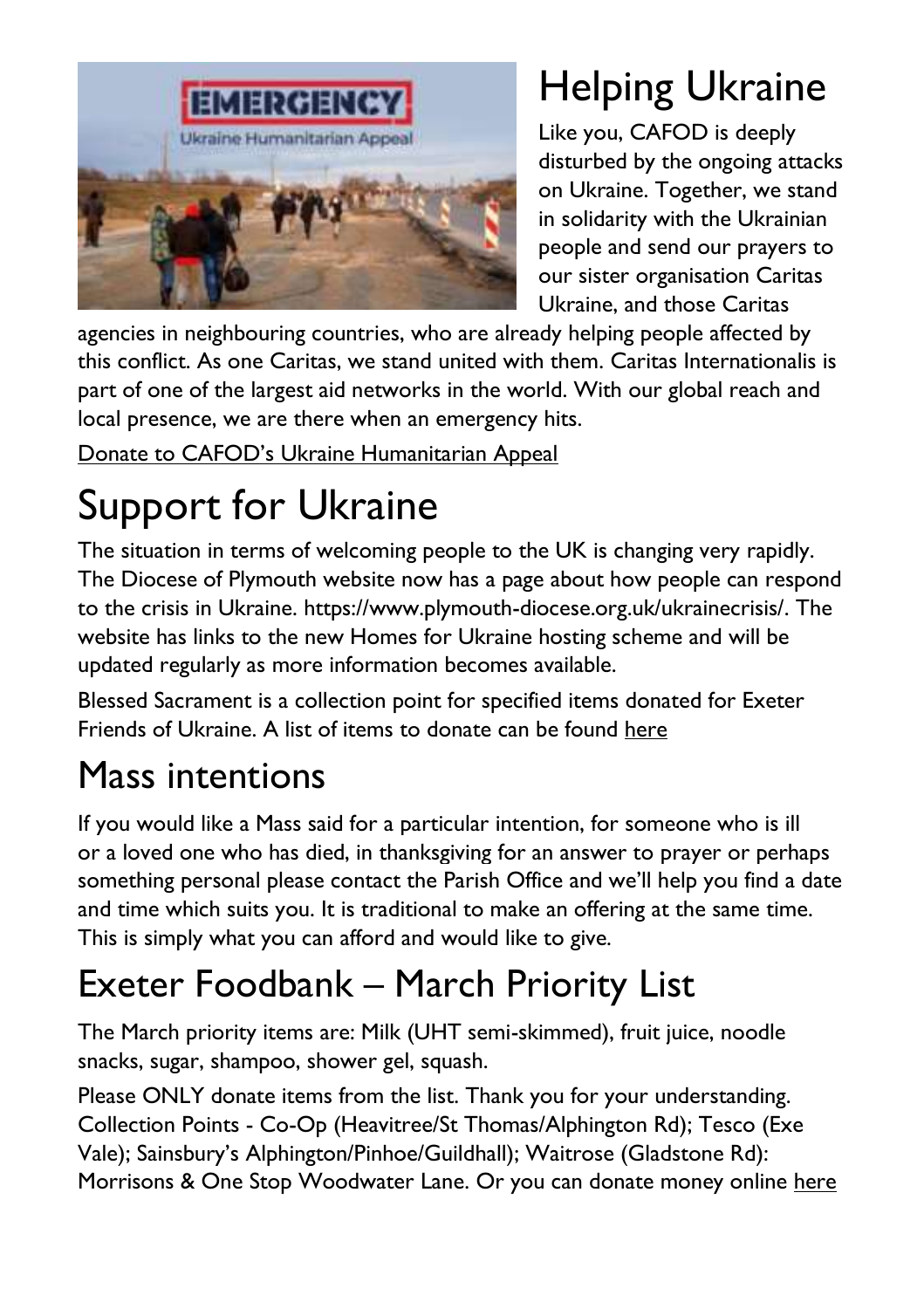# Helping Ukraine

Like you, CAFOD is deeply disturbed by the ongoing attacks on Ukraine. Together, we stand in solidarity with the Ukrainian people and send our prayers to our sister organisation Caritas Ukraine, and those Caritas agencies in neighbouring countries, who are already helping people affected by this conflict. As one Caritas, we stand united with them. Caritas Internationalis is part of one of the largest aid networks in the world. With our global reach and local presence, we are there when an emergency hits.

Donate to CAFOD's Ukraine Humanitarian Appeal

# Support for Ukraine

The situation in terms of welcoming people to the UK is changing very rapidly. The Diocese of Plymouth website now has a page about how people can respond to the crisis in Ukraine. https://www.plymouth-diocese.org.uk/ukrainecrisis/. The website has links to the new Homes for Ukraine hosting scheme and will be updated regularly as more information becomes available.

Blessed Sacrament is a collection point for specified items donated for Exeter Friends of Ukraine. A list of items to donate can be found here

## Mass intentions

If you would like a Mass said for a particular intention, for someone who is ill or a loved one who has died, in thanksgiving for an answer to prayer or perhaps something personal please contact the Parish Office and we'll help you find a date and time which suits you. It is traditional to make an offering at the same time. This is simply what you can afford and would like to give.

## Exeter Foodbank – March Priority List

The March priority items are: Milk (UHT semi-skimmed), fruit juice, noodle snacks, sugar, shampoo, shower gel, squash.

Please ONLY donate items from the list. Thank you for your understanding. Collection Points - Co-Op (Heavitree/St Thomas/Alphington Rd); Tesco (Exe Vale); Sainsbury's Alphington/Pinhoe/Guildhall); Waitrose (Gladstone Rd): Morrisons & One Stop Woodwater Lane. Or you can donate money online here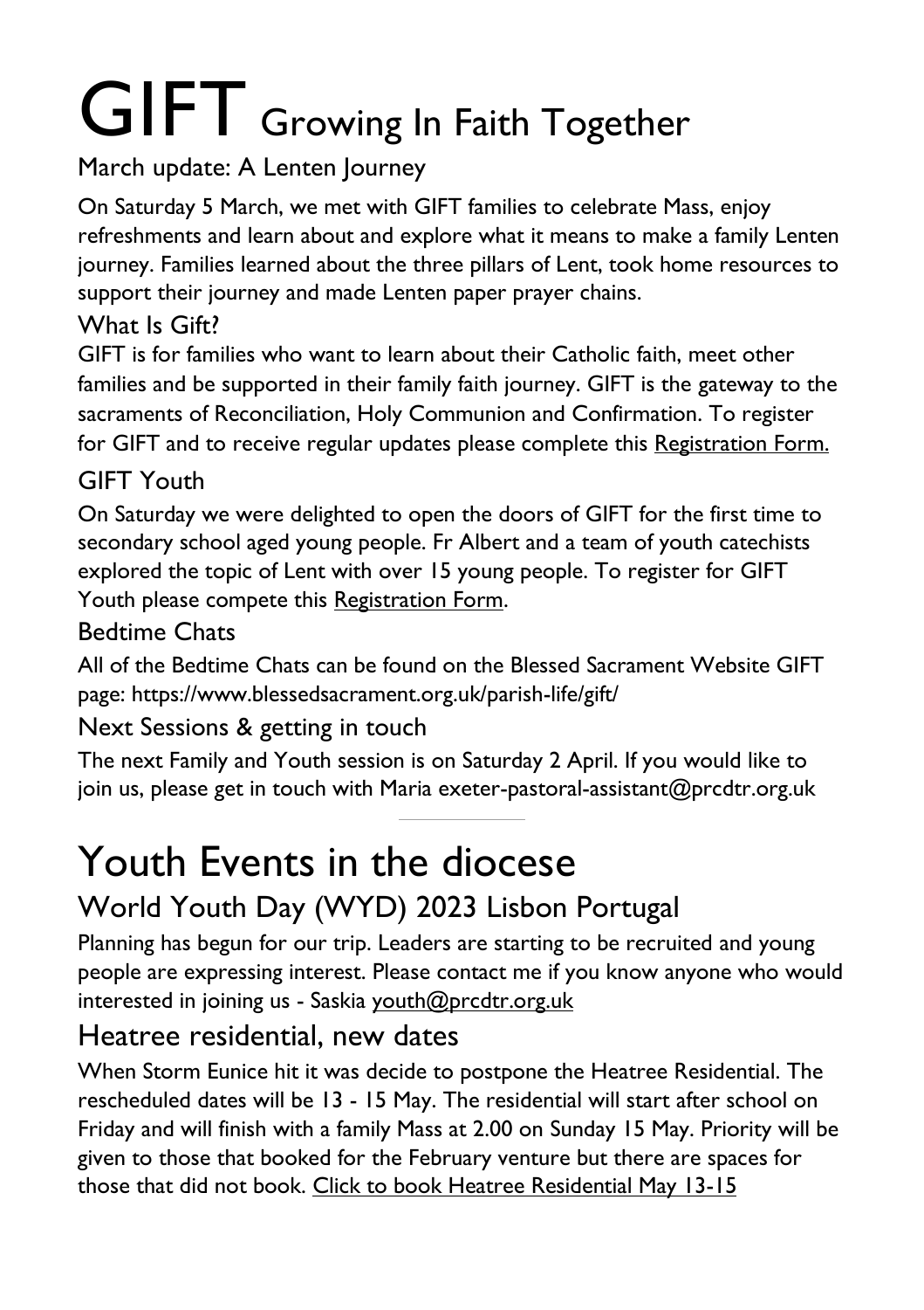# GIFT Growing In Faith Together

## March update: A Lenten Journey

On Saturday 5 March, we met with GIFT families to celebrate Mass, enjoy refreshments and learn about and explore what it means to make a family Lenten journey. Families learned about the three pillars of Lent, took home resources to support their journey and made Lenten paper prayer chains.

## What Is Gift?

GIFT is for families who want to learn about their Catholic faith, meet other families and be supported in their family faith journey. GIFT is the gateway to the sacraments of Reconciliation, Holy Communion and Confirmation. To register for GIFT and to receive regular updates please complete this Registration Form.

## GIFT Youth

On Saturday we were delighted to open the doors of GIFT for the first time to secondary school aged young people. Fr Albert and a team of youth catechists explored the topic of Lent with over 15 young people. To register for GIFT Youth please compete this Registration Form.

## Bedtime Chats

All of the Bedtime Chats can be found on the Blessed Sacrament Website GIFT page: https://www.blessedsacrament.org.uk/parish-life/gift/

## Next Sessions & getting in touch

The next Family and Youth session is on Saturday 2 April. If you would like to join us, please get in touch with Maria exeter-pastoral-assistant@prcdtr.org.uk

---

# Youth Events in the diocese

## World Youth Day (WYD) 2023 Lisbon Portugal

Planning has begun for our trip. Leaders are starting to be recruited and young people are expressing interest. Please contact me if you know anyone who would interested in joining us - Saskia youth@prcdtr.org.uk

## Heatree residential, new dates

When Storm Eunice hit it was decide to postpone the Heatree Residential. The rescheduled dates will be 13 - 15 May. The residential will start after school on Friday and will finish with a family Mass at 2.00 on Sunday 15 May. Priority will be given to those that booked for the February venture but there are spaces for those that did not book. Click to book Heatree Residential May 13-15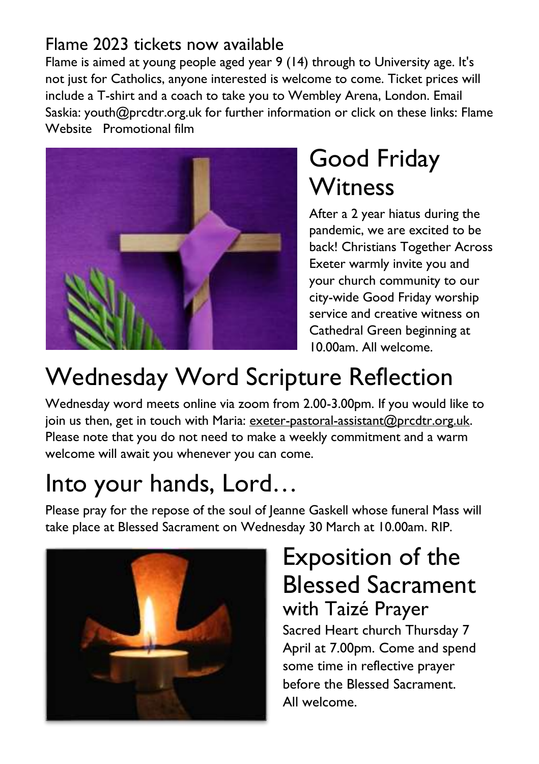## Flame 2023 tickets now available

Flame is aimed at young people aged year 9 (14) through to University age. It's not just for Catholics, anyone interested is welcome to come. Ticket prices will include a T-shirt and a coach to take you to Wembley Arena, London. Email Saskia: youth@prcdtr.org.uk for further information or click on these links: Flame Website   Promotional film

# Good Friday Witness

After a 2 year hiatus during the pandemic, we are excited to be back! Christians Together Across Exeter warmly invite you and your church community to our city-wide Good Friday worship service and creative witness on Cathedral Green beginning at 10.00am. All welcome.

# Wednesday Word Scripture Reflection

Wednesday word meets online via zoom from 2.00-3.00pm. If you would like to join us then, get in touch with Maria: exeter-pastoral-assistant@prcdtr.org.uk. Please note that you do not need to make a weekly commitment and a warm welcome will await you whenever you can come.

# Into your hands, Lord…

Please pray for the repose of the soul of Jeanne Gaskell whose funeral Mass will take place at Blessed Sacrament on Wednesday 30 March at 10.00am. RIP.

# Exposition of the Blessed Sacrament

## with Taizé Prayer

Sacred Heart church Thursday 7 April at 7.00pm. Come and spend some time in reflective prayer before the Blessed Sacrament. All welcome.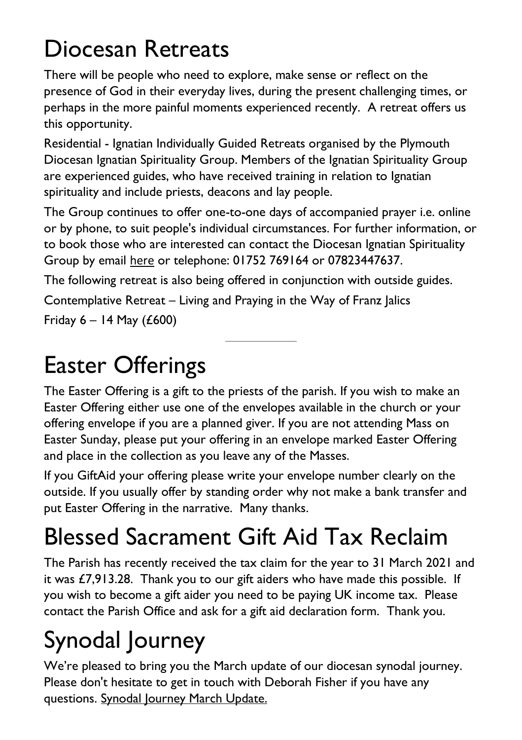# Diocesan Retreats

There will be people who need to explore, make sense or reflect on the presence of God in their everyday lives, during the present challenging times, or perhaps in the more painful moments experienced recently. A retreat offers us this opportunity.

Residential - Ignatian Individually Guided Retreats organised by the Plymouth Diocesan Ignatian Spirituality Group. Members of the Ignatian Spirituality Group are experienced guides, who have received training in relation to Ignatian spirituality and include priests, deacons and lay people.

The Group continues to offer one-to-one days of accompanied prayer i.e. online or by phone, to suit people's individual circumstances. For further information, or to book those who are interested can contact the Diocesan Ignatian Spirituality Group by email here or telephone: 01752 769164 or 07823447637.

The following retreat is also being offered in conjunction with outside guides.

Contemplative Retreat – Living and Praying in the Way of Franz Jalics

Friday 6 – 14 May (£600)

---

# Easter Offerings

The Easter Offering is a gift to the priests of the parish. If you wish to make an Easter Offering either use one of the envelopes available in the church or your offering envelope if you are a planned giver. If you are not attending Mass on Easter Sunday, please put your offering in an envelope marked Easter Offering and place in the collection as you leave any of the Masses.

If you GiftAid your offering please write your envelope number clearly on the outside. If you usually offer by standing order why not make a bank transfer and put Easter Offering in the narrative. Many thanks.

# Blessed Sacrament Gift Aid Tax Reclaim

The Parish has recently received the tax claim for the year to 31 March 2021 and it was £7,913.28. Thank you to our gift aiders who have made this possible. If you wish to become a gift aider you need to be paying UK income tax. Please contact the Parish Office and ask for a gift aid declaration form. Thank you.

# Synodal Journey

We're pleased to bring you the March update of our diocesan synodal journey. Please don't hesitate to get in touch with Deborah Fisher if you have any questions. Synodal Journey March Update.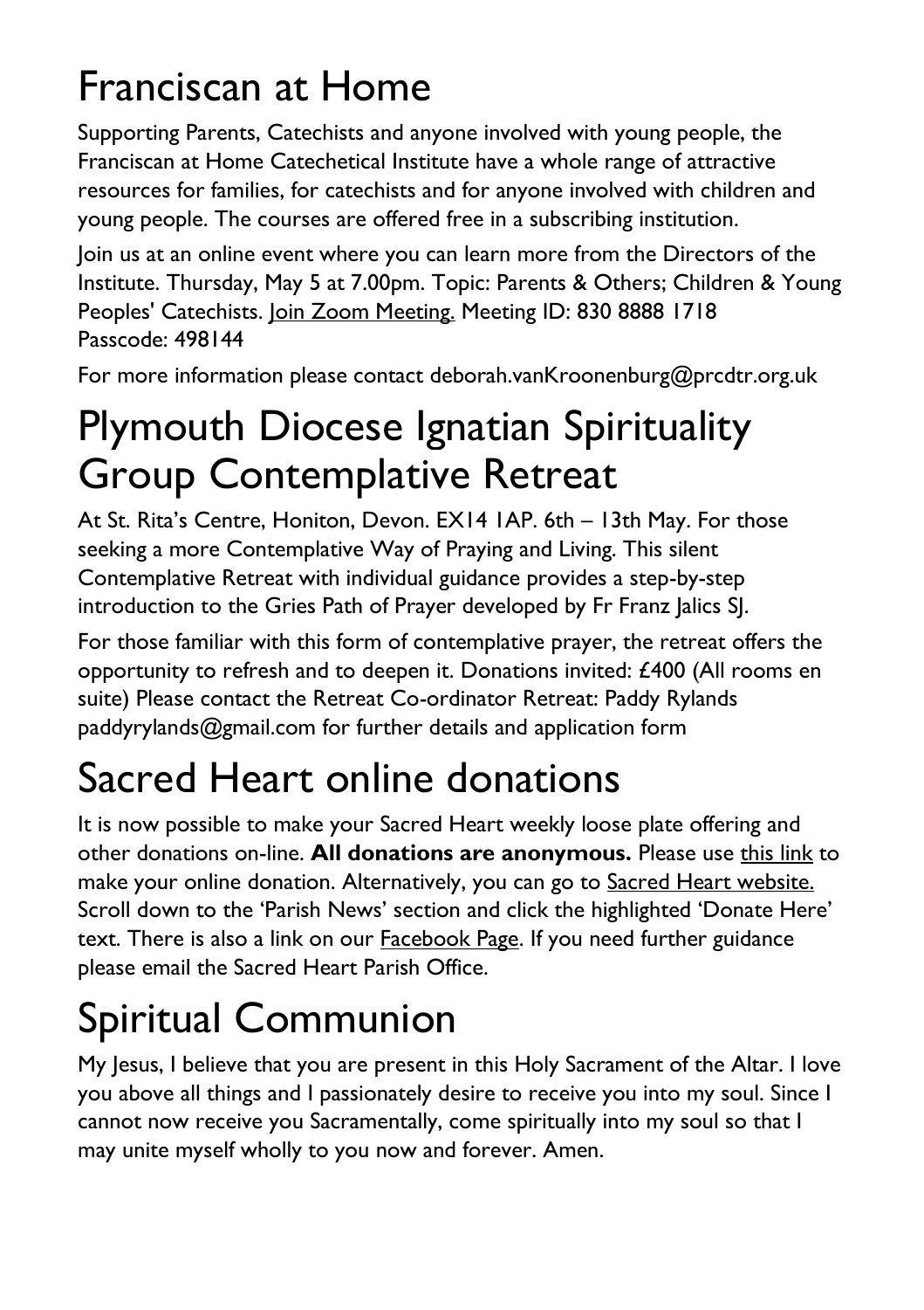# Franciscan at Home

Supporting Parents, Catechists and anyone involved with young people, the Franciscan at Home Catechetical Institute have a whole range of attractive resources for families, for catechists and for anyone involved with children and young people. The courses are offered free in a subscribing institution.

Join us at an online event where you can learn more from the Directors of the Institute. Thursday, May 5 at 7.00pm. Topic: Parents & Others; Children & Young Peoples' Catechists. Join Zoom Meeting. Meeting ID: 830 8888 1718
Passcode: 498144

For more information please contact deborah.vanKroonenburg@prcdtr.org.uk

# Plymouth Diocese Ignatian Spirituality Group Contemplative Retreat

At St. Rita's Centre, Honiton, Devon. EX14 1AP. 6th – 13th May. For those seeking a more Contemplative Way of Praying and Living. This silent Contemplative Retreat with individual guidance provides a step-by-step introduction to the Gries Path of Prayer developed by Fr Franz Jalics SJ.

For those familiar with this form of contemplative prayer, the retreat offers the opportunity to refresh and to deepen it. Donations invited: £400 (All rooms en suite) Please contact the Retreat Co-ordinator Retreat: Paddy Rylands paddyrylands@gmail.com for further details and application form

# Sacred Heart online donations

It is now possible to make your Sacred Heart weekly loose plate offering and other donations on-line. **All donations are anonymous.** Please use this link to make your online donation. Alternatively, you can go to Sacred Heart website. Scroll down to the 'Parish News' section and click the highlighted 'Donate Here' text. There is also a link on our Facebook Page. If you need further guidance please email the Sacred Heart Parish Office.

# Spiritual Communion

My Jesus, I believe that you are present in this Holy Sacrament of the Altar. I love you above all things and I passionately desire to receive you into my soul. Since I cannot now receive you Sacramentally, come spiritually into my soul so that I may unite myself wholly to you now and forever. Amen.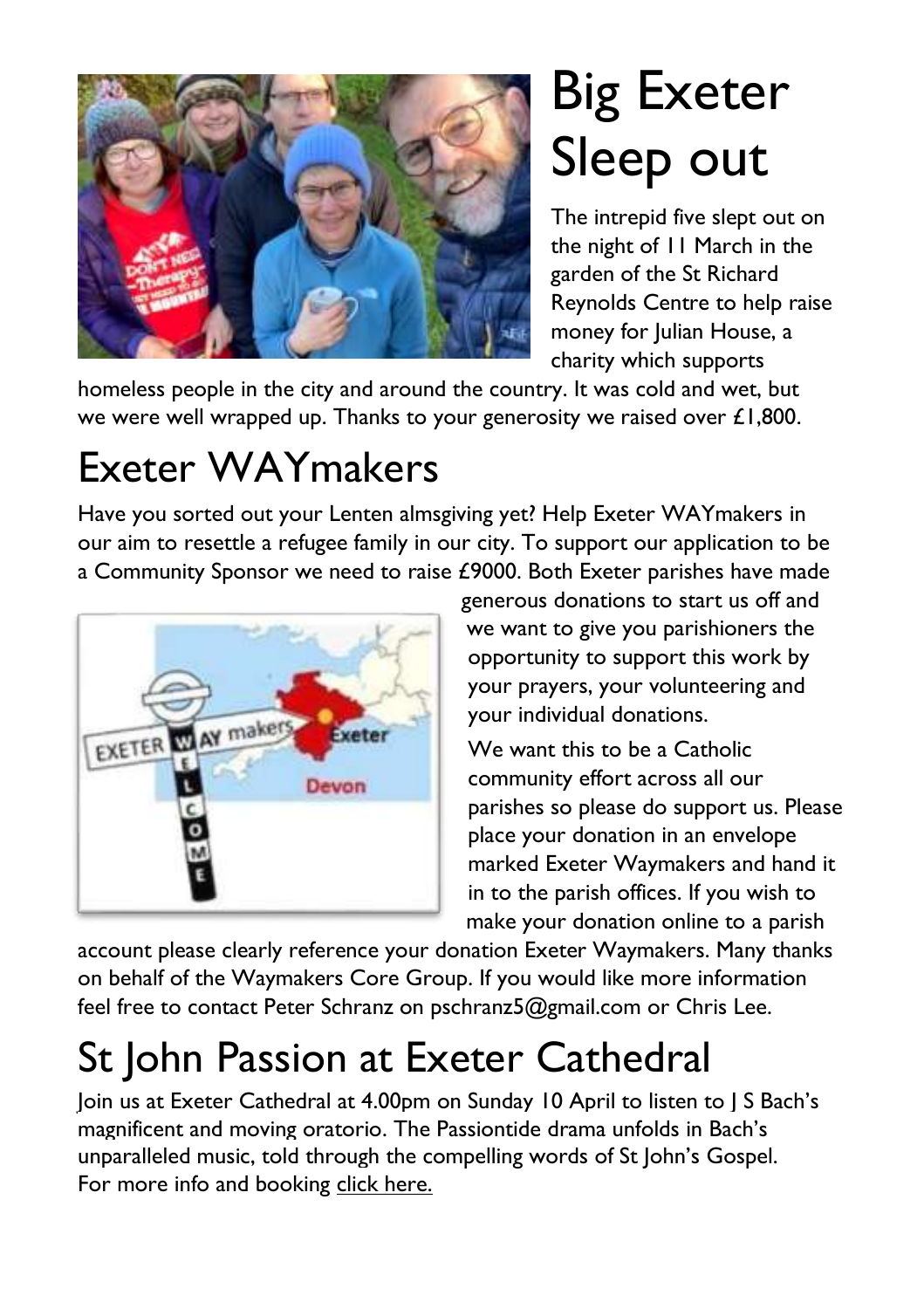# Big Exeter Sleep out

The intrepid five slept out on the night of 11 March in the garden of the St Richard Reynolds Centre to help raise money for Julian House, a charity which supports homeless people in the city and around the country. It was cold and wet, but we were well wrapped up. Thanks to your generosity we raised over £1,800.

# Exeter WAYmakers

Have you sorted out your Lenten almsgiving yet? Help Exeter WAYmakers in our aim to resettle a refugee family in our city. To support our application to be a Community Sponsor we need to raise £9000. Both Exeter parishes have made generous donations to start us off and we want to give you parishioners the opportunity to support this work by your prayers, your volunteering and your individual donations.

We want this to be a Catholic community effort across all our parishes so please do support us. Please place your donation in an envelope marked Exeter Waymakers and hand it in to the parish offices. If you wish to make your donation online to a parish account please clearly reference your donation Exeter Waymakers. Many thanks on behalf of the Waymakers Core Group. If you would like more information feel free to contact Peter Schranz on pschranz5@gmail.com or Chris Lee.

# St John Passion at Exeter Cathedral

Join us at Exeter Cathedral at 4.00pm on Sunday 10 April to listen to J S Bach's magnificent and moving oratorio. The Passiontide drama unfolds in Bach's unparalleled music, told through the compelling words of St John's Gospel. For more info and booking click here.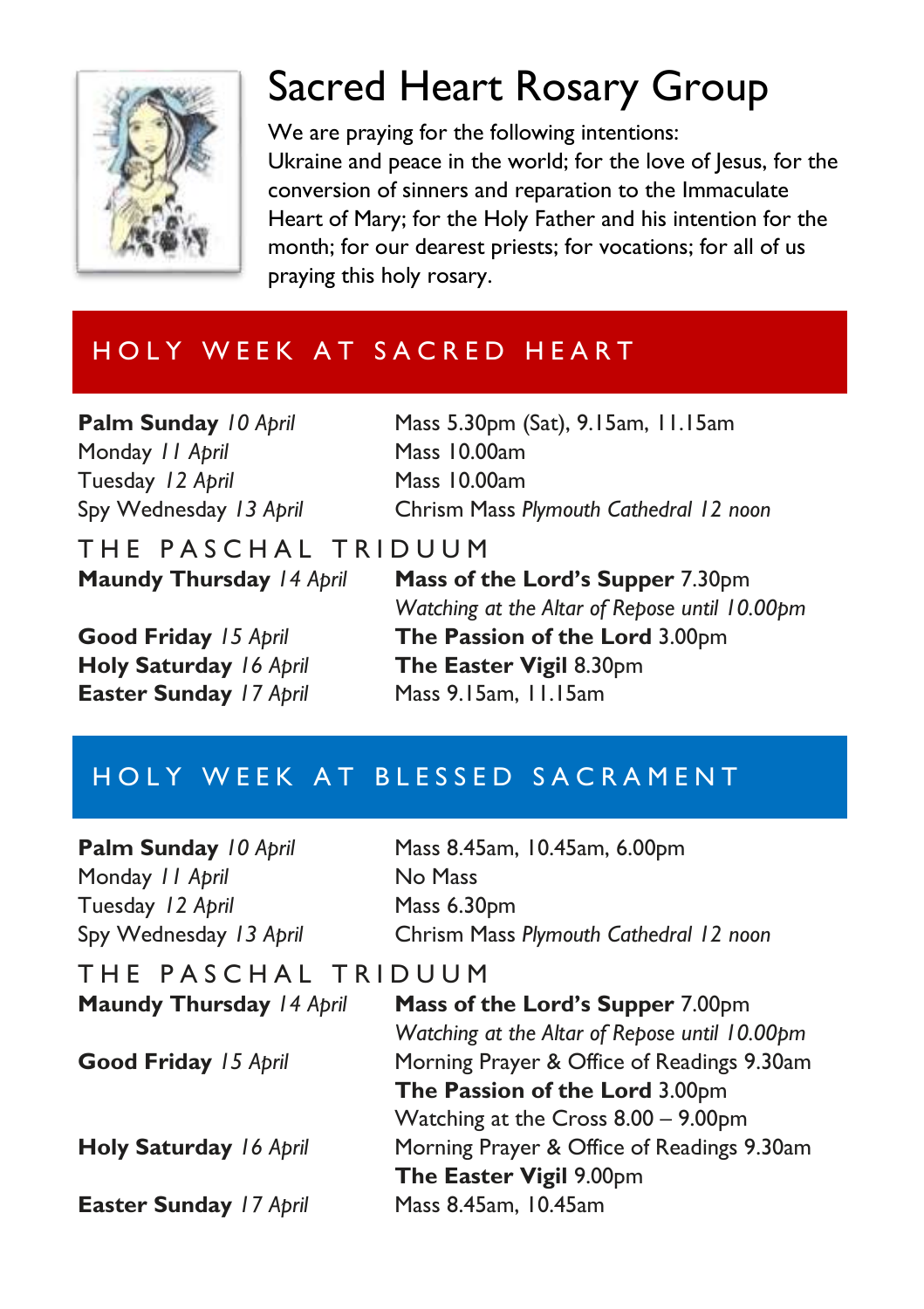# Sacred Heart Rosary Group

We are praying for the following intentions:
Ukraine and peace in the world; for the love of Jesus, for the conversion of sinners and reparation to the Immaculate Heart of Mary; for the Holy Father and his intention for the month; for our dearest priests; for vocations; for all of us praying this holy rosary.

## HOLY WEEK AT SACRED HEART

| | |
|---|---|
| **Palm Sunday** *10 April* | Mass 5.30pm (Sat), 9.15am, 11.15am |
| Monday *11 April* | Mass 10.00am |
| Tuesday *12 April* | Mass 10.00am |
| Spy Wednesday *13 April* | Chrism Mass *Plymouth Cathedral 12 noon* |

### THE PASCHAL TRIDUUM

| | |
|---|---|
| **Maundy Thursday** *14 April* | **Mass of the Lord's Supper** 7.30pm |
| | *Watching at the Altar of Repose until 10.00pm* |
| **Good Friday** *15 April* | **The Passion of the Lord** 3.00pm |
| **Holy Saturday** *16 April* | **The Easter Vigil** 8.30pm |
| **Easter Sunday** *17 April* | Mass 9.15am, 11.15am |

## HOLY WEEK AT BLESSED SACRAMENT

| | |
|---|---|
| **Palm Sunday** *10 April* | Mass 8.45am, 10.45am, 6.00pm |
| Monday *11 April* | No Mass |
| Tuesday *12 April* | Mass 6.30pm |
| Spy Wednesday *13 April* | Chrism Mass *Plymouth Cathedral 12 noon* |

### THE PASCHAL TRIDUUM

| | |
|---|---|
| **Maundy Thursday** *14 April* | **Mass of the Lord's Supper** 7.00pm |
| | *Watching at the Altar of Repose until 10.00pm* |
| **Good Friday** *15 April* | Morning Prayer & Office of Readings 9.30am |
| | **The Passion of the Lord** 3.00pm |
| | Watching at the Cross 8.00 – 9.00pm |
| **Holy Saturday** *16 April* | Morning Prayer & Office of Readings 9.30am |
| | **The Easter Vigil** 9.00pm |
| **Easter Sunday** *17 April* | Mass 8.45am, 10.45am |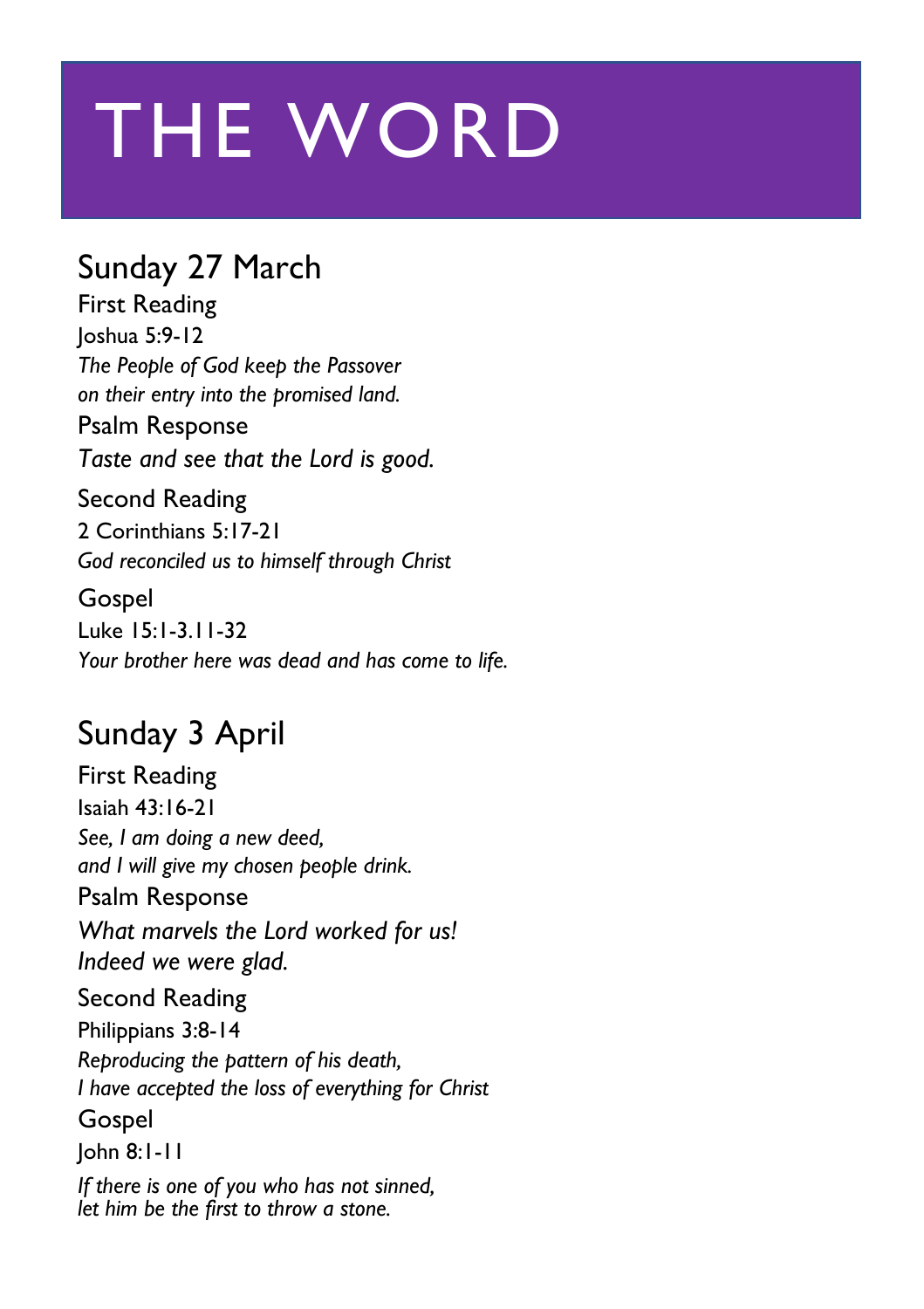# THE WORD

## Sunday 27 March

### First Reading

Joshua 5:9-12

*The People of God keep the Passover*
*on their entry into the promised land.*

### Psalm Response

*Taste and see that the Lord is good.*

### Second Reading

2 Corinthians 5:17-21

*God reconciled us to himself through Christ*

### Gospel

Luke 15:1-3.11-32

*Your brother here was dead and has come to life.*

## Sunday 3 April

### First Reading

Isaiah 43:16-21

*See, I am doing a new deed,*
*and I will give my chosen people drink.*

### Psalm Response

*What marvels the Lord worked for us!*
*Indeed we were glad.*

### Second Reading

Philippians 3:8-14

*Reproducing the pattern of his death,*
*I have accepted the loss of everything for Christ*

### Gospel

John 8:1-11

*If there is one of you who has not sinned,*
*let him be the first to throw a stone.*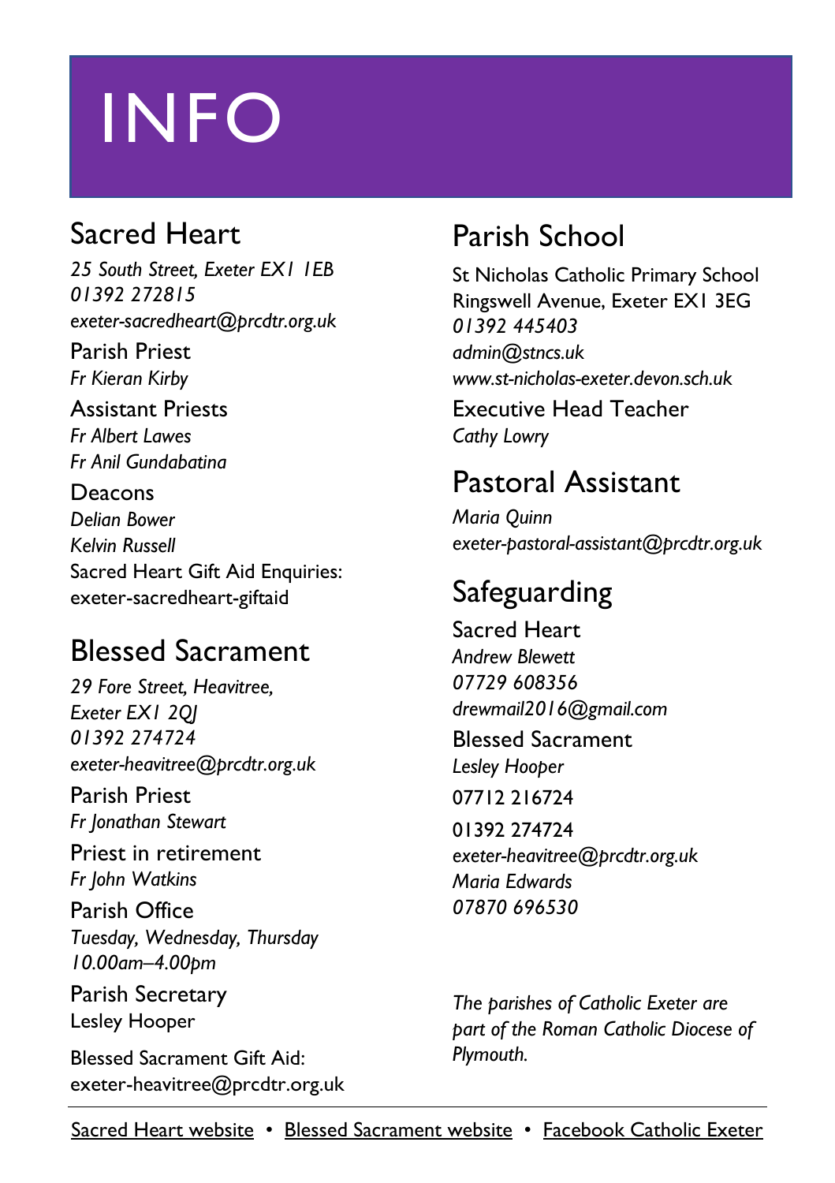# INFO

## Sacred Heart

*25 South Street, Exeter EX1 1EB*
*01392 272815*
*exeter-sacredheart@prcdtr.org.uk*

Parish Priest
*Fr Kieran Kirby*

Assistant Priests
*Fr Albert Lawes*
*Fr Anil Gundabatina*

Deacons
*Delian Bower*
*Kelvin Russell*

Sacred Heart Gift Aid Enquiries:
exeter-sacredheart-giftaid

## Blessed Sacrament

*29 Fore Street, Heavitree,*
*Exeter EX1 2QJ*
*01392 274724*
*exeter-heavitree@prcdtr.org.uk*

Parish Priest
*Fr Jonathan Stewart*

Priest in retirement
*Fr John Watkins*

Parish Office
*Tuesday, Wednesday, Thursday*
*10.00am–4.00pm*

Parish Secretary
Lesley Hooper

Blessed Sacrament Gift Aid:
exeter-heavitree@prcdtr.org.uk

## Parish School

St Nicholas Catholic Primary School
Ringswell Avenue, Exeter EX1 3EG
*01392 445403*
*admin@stncs.uk*
*www.st-nicholas-exeter.devon.sch.uk*

Executive Head Teacher
*Cathy Lowry*

## Pastoral Assistant

*Maria Quinn*
*exeter-pastoral-assistant@prcdtr.org.uk*

## Safeguarding

Sacred Heart
*Andrew Blewett*
*07729 608356*
*drewmail2016@gmail.com*

Blessed Sacrament
*Lesley Hooper*
07712 216724
01392 274724
*exeter-heavitree@prcdtr.org.uk*
*Maria Edwards*
*07870 696530*

*The parishes of Catholic Exeter are part of the Roman Catholic Diocese of Plymouth.*

---

Sacred Heart website • Blessed Sacrament website • Facebook Catholic Exeter